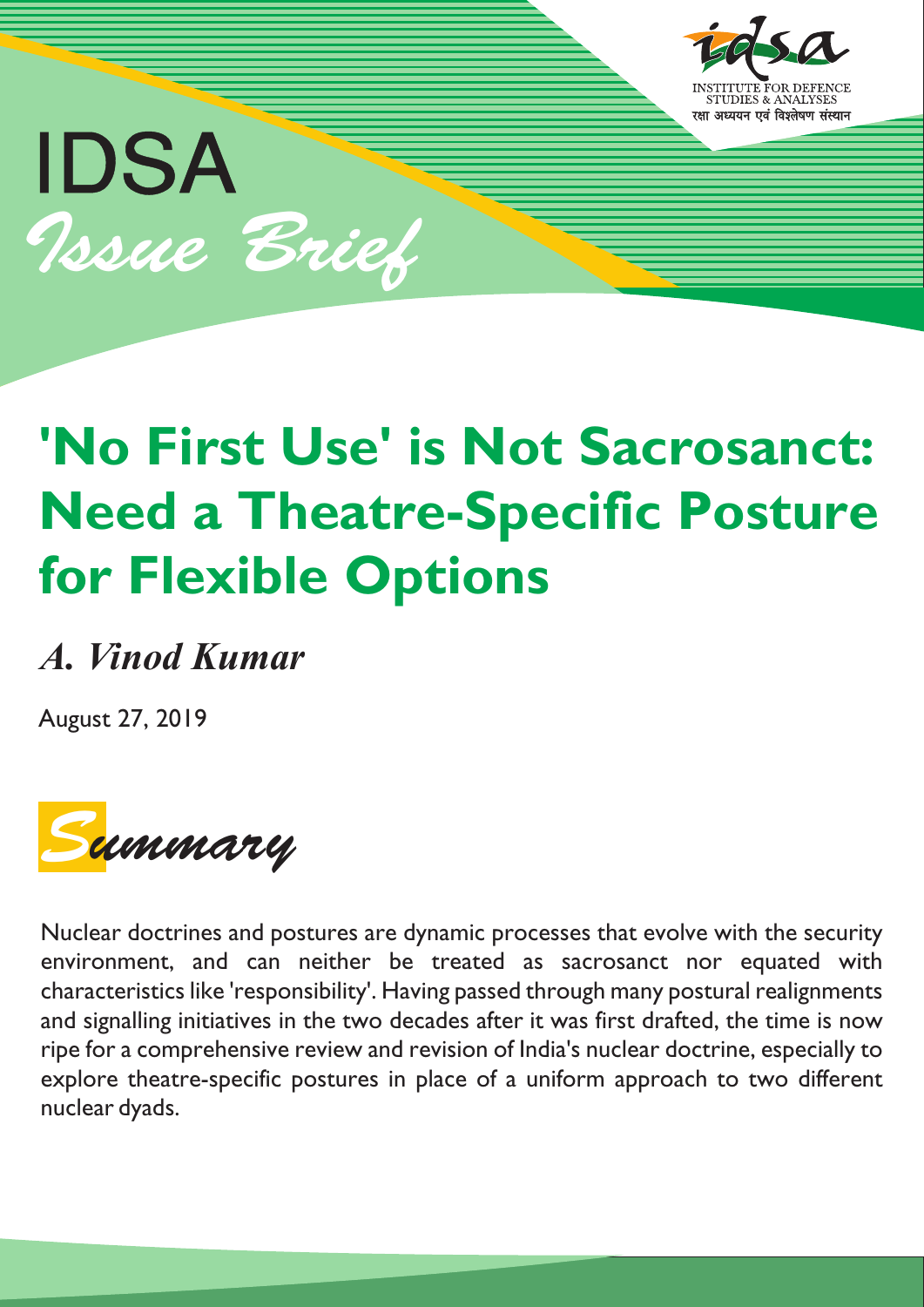IDSA

*Issue Brief*

# 'No First Use' is Not Sacrosanct: Need a Theatre-Specific Posture for Flexible Options

*A. Vinod Kumar*

August 27, 2019

## *Summary*

Nuclear doctrines and postures are dynamic processes that evolve with the security environment, and can neither be treated as sacrosanct nor equated with characteristics like 'responsibility'. Having passed through many postural realignments and signalling initiatives in the two decades after it was first drafted, the time is now ripe for a comprehensive review and revision of India's nuclear doctrine, especially to explore theatre-specific postures in place of a uniform approach to two different nuclear dyads.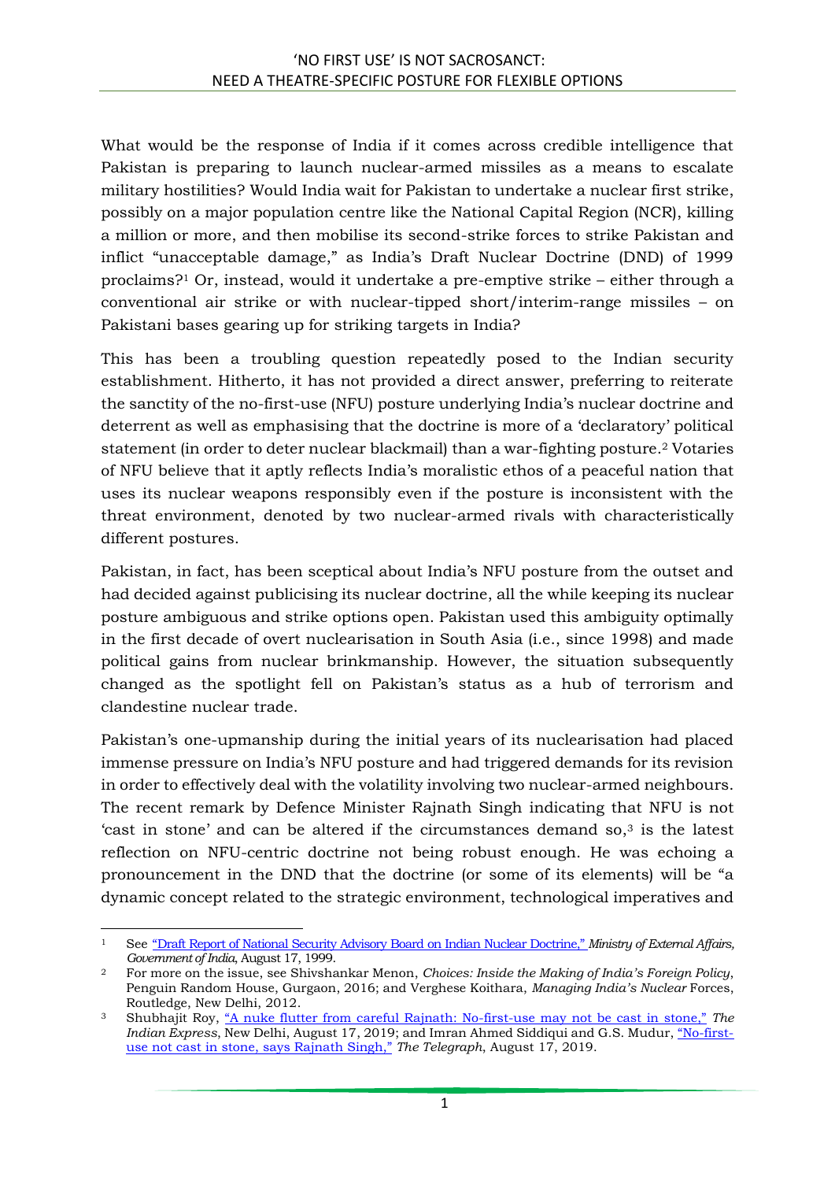What would be the response of India if it comes across credible intelligence that Pakistan is preparing to launch nuclear-armed missiles as a means to escalate military hostilities? Would India wait for Pakistan to undertake a nuclear first strike, possibly on a major population centre like the National Capital Region (NCR), killing a million or more, and then mobilise its second-strike forces to strike Pakistan and inflict "unacceptable damage," as India's Draft Nuclear Doctrine (DND) of 1999 proclaims?[1] Or, instead, would it undertake a pre-emptive strike – either through a conventional air strike or with nuclear-tipped short/interim-range missiles – on Pakistani bases gearing up for striking targets in India?

This has been a troubling question repeatedly posed to the Indian security establishment. Hitherto, it has not provided a direct answer, preferring to reiterate the sanctity of the no-first-use (NFU) posture underlying India's nuclear doctrine and deterrent as well as emphasising that the doctrine is more of a 'declaratory' political statement (in order to deter nuclear blackmail) than a war-fighting posture.[2] Votaries of NFU believe that it aptly reflects India's moralistic ethos of a peaceful nation that uses its nuclear weapons responsibly even if the posture is inconsistent with the threat environment, denoted by two nuclear-armed rivals with characteristically different postures.

Pakistan, in fact, has been sceptical about India's NFU posture from the outset and had decided against publicising its nuclear doctrine, all the while keeping its nuclear posture ambiguous and strike options open. Pakistan used this ambiguity optimally in the first decade of overt nuclearisation in South Asia (i.e., since 1998) and made political gains from nuclear brinkmanship. However, the situation subsequently changed as the spotlight fell on Pakistan's status as a hub of terrorism and clandestine nuclear trade.

Pakistan's one-upmanship during the initial years of its nuclearisation had placed immense pressure on India's NFU posture and had triggered demands for its revision in order to effectively deal with the volatility involving two nuclear-armed neighbours. The recent remark by Defence Minister Rajnath Singh indicating that NFU is not 'cast in stone' and can be altered if the circumstances demand so,[3] is the latest reflection on NFU-centric doctrine not being robust enough. He was echoing a pronouncement in the DND that the doctrine (or some of its elements) will be "a dynamic concept related to the strategic environment, technological imperatives and

---

[1] See "Draft Report of National Security Advisory Board on Indian Nuclear Doctrine," *Ministry of External Affairs, Government of India*, August 17, 1999.

[2] For more on the issue, see Shivshankar Menon, *Choices: Inside the Making of India's Foreign Policy*, Penguin Random House, Gurgaon, 2016; and Verghese Koithara, *Managing India's Nuclear* Forces, Routledge, New Delhi, 2012.

[3] Shubhajit Roy, "A nuke flutter from careful Rajnath: No-first-use may not be cast in stone," *The Indian Express*, New Delhi, August 17, 2019; and Imran Ahmed Siddiqui and G.S. Mudur, "No-first-use not cast in stone, says Rajnath Singh," *The Telegraph*, August 17, 2019.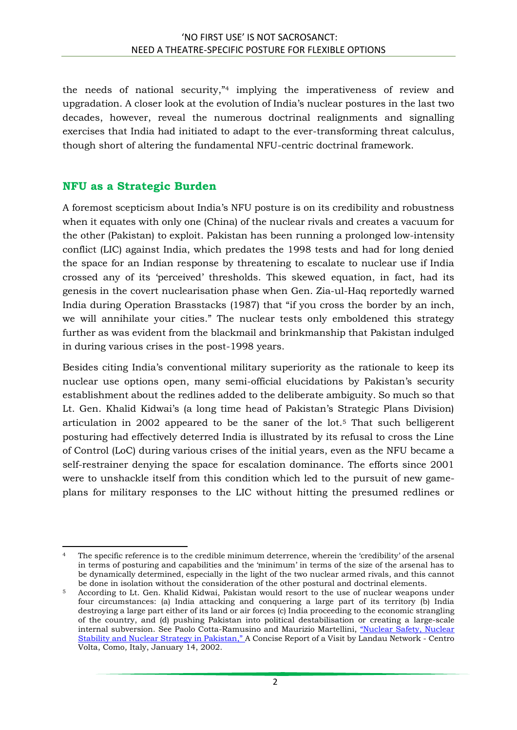the needs of national security,"[4] implying the imperativeness of review and upgradation. A closer look at the evolution of India's nuclear postures in the last two decades, however, reveal the numerous doctrinal realignments and signalling exercises that India had initiated to adapt to the ever-transforming threat calculus, though short of altering the fundamental NFU-centric doctrinal framework.

## NFU as a Strategic Burden

A foremost scepticism about India's NFU posture is on its credibility and robustness when it equates with only one (China) of the nuclear rivals and creates a vacuum for the other (Pakistan) to exploit. Pakistan has been running a prolonged low-intensity conflict (LIC) against India, which predates the 1998 tests and had for long denied the space for an Indian response by threatening to escalate to nuclear use if India crossed any of its 'perceived' thresholds. This skewed equation, in fact, had its genesis in the covert nuclearisation phase when Gen. Zia-ul-Haq reportedly warned India during Operation Brasstacks (1987) that "if you cross the border by an inch, we will annihilate your cities." The nuclear tests only emboldened this strategy further as was evident from the blackmail and brinkmanship that Pakistan indulged in during various crises in the post-1998 years.

Besides citing India's conventional military superiority as the rationale to keep its nuclear use options open, many semi-official elucidations by Pakistan's security establishment about the redlines added to the deliberate ambiguity. So much so that Lt. Gen. Khalid Kidwai's (a long time head of Pakistan's Strategic Plans Division) articulation in 2002 appeared to be the saner of the lot.[5] That such belligerent posturing had effectively deterred India is illustrated by its refusal to cross the Line of Control (LoC) during various crises of the initial years, even as the NFU became a self-restrainer denying the space for escalation dominance. The efforts since 2001 were to unshackle itself from this condition which led to the pursuit of new game-plans for military responses to the LIC without hitting the presumed redlines or

---

[4] The specific reference is to the credible minimum deterrence, wherein the 'credibility' of the arsenal in terms of posturing and capabilities and the 'minimum' in terms of the size of the arsenal has to be dynamically determined, especially in the light of the two nuclear armed rivals, and this cannot be done in isolation without the consideration of the other postural and doctrinal elements.

[5] According to Lt. Gen. Khalid Kidwai, Pakistan would resort to the use of nuclear weapons under four circumstances: (a) India attacking and conquering a large part of its territory (b) India destroying a large part either of its land or air forces (c) India proceeding to the economic strangling of the country, and (d) pushing Pakistan into political destabilisation or creating a large-scale internal subversion. See Paolo Cotta-Ramusino and Maurizio Martellini, "Nuclear Safety, Nuclear Stability and Nuclear Strategy in Pakistan," A Concise Report of a Visit by Landau Network - Centro Volta, Como, Italy, January 14, 2002.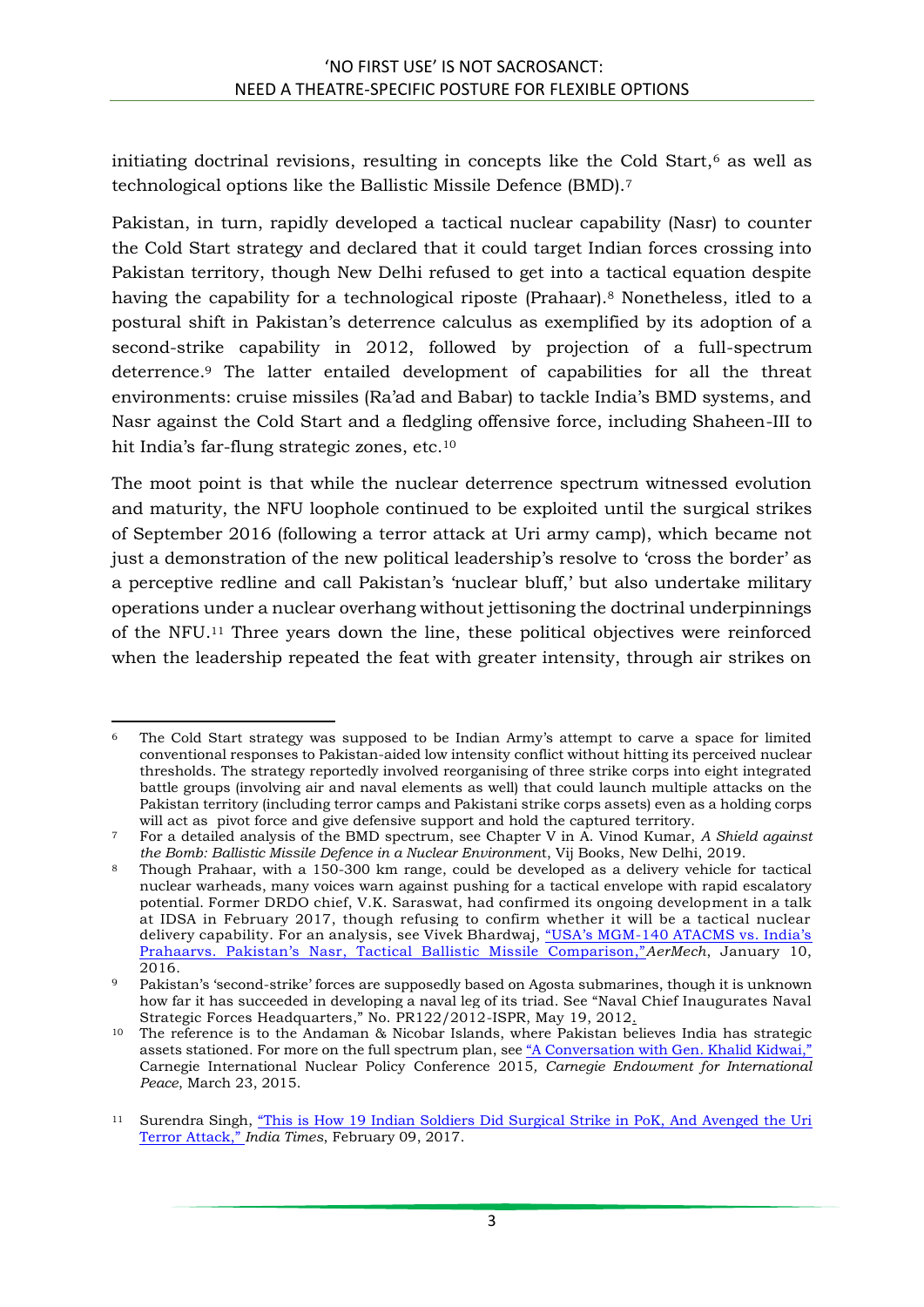initiating doctrinal revisions, resulting in concepts like the Cold Start,[6] as well as technological options like the Ballistic Missile Defence (BMD).[7]

Pakistan, in turn, rapidly developed a tactical nuclear capability (Nasr) to counter the Cold Start strategy and declared that it could target Indian forces crossing into Pakistan territory, though New Delhi refused to get into a tactical equation despite having the capability for a technological riposte (Prahaar).[8] Nonetheless, itled to a postural shift in Pakistan's deterrence calculus as exemplified by its adoption of a second-strike capability in 2012, followed by projection of a full-spectrum deterrence.[9] The latter entailed development of capabilities for all the threat environments: cruise missiles (Ra'ad and Babar) to tackle India's BMD systems, and Nasr against the Cold Start and a fledgling offensive force, including Shaheen-III to hit India's far-flung strategic zones, etc.[10]

The moot point is that while the nuclear deterrence spectrum witnessed evolution and maturity, the NFU loophole continued to be exploited until the surgical strikes of September 2016 (following a terror attack at Uri army camp), which became not just a demonstration of the new political leadership's resolve to 'cross the border' as a perceptive redline and call Pakistan's 'nuclear bluff,' but also undertake military operations under a nuclear overhang without jettisoning the doctrinal underpinnings of the NFU.[11] Three years down the line, these political objectives were reinforced when the leadership repeated the feat with greater intensity, through air strikes on

---

[6] The Cold Start strategy was supposed to be Indian Army's attempt to carve a space for limited conventional responses to Pakistan-aided low intensity conflict without hitting its perceived nuclear thresholds. The strategy reportedly involved reorganising of three strike corps into eight integrated battle groups (involving air and naval elements as well) that could launch multiple attacks on the Pakistan territory (including terror camps and Pakistani strike corps assets) even as a holding corps will act as pivot force and give defensive support and hold the captured territory.

[7] For a detailed analysis of the BMD spectrum, see Chapter V in A. Vinod Kumar, *A Shield against the Bomb: Ballistic Missile Defence in a Nuclear Environment*, Vij Books, New Delhi, 2019.

[8] Though Prahaar, with a 150-300 km range, could be developed as a delivery vehicle for tactical nuclear warheads, many voices warn against pushing for a tactical envelope with rapid escalatory potential. Former DRDO chief, V.K. Saraswat, had confirmed its ongoing development in a talk at IDSA in February 2017, though refusing to confirm whether it will be a tactical nuclear delivery capability. For an analysis, see Vivek Bhardwaj, "USA's MGM-140 ATACMS vs. India's Prahaarvs. Pakistan's Nasr, Tactical Ballistic Missile Comparison,"*AerMech*, January 10, 2016.

[9] Pakistan's 'second-strike' forces are supposedly based on Agosta submarines, though it is unknown how far it has succeeded in developing a naval leg of its triad. See "Naval Chief Inaugurates Naval Strategic Forces Headquarters," No. PR122/2012-ISPR, May 19, 2012.

[10] The reference is to the Andaman & Nicobar Islands, where Pakistan believes India has strategic assets stationed. For more on the full spectrum plan, see "A Conversation with Gen. Khalid Kidwai," Carnegie International Nuclear Policy Conference 2015, *Carnegie Endowment for International Peace*, March 23, 2015.

[11] Surendra Singh, "This is How 19 Indian Soldiers Did Surgical Strike in PoK, And Avenged the Uri Terror Attack," *India Times*, February 09, 2017.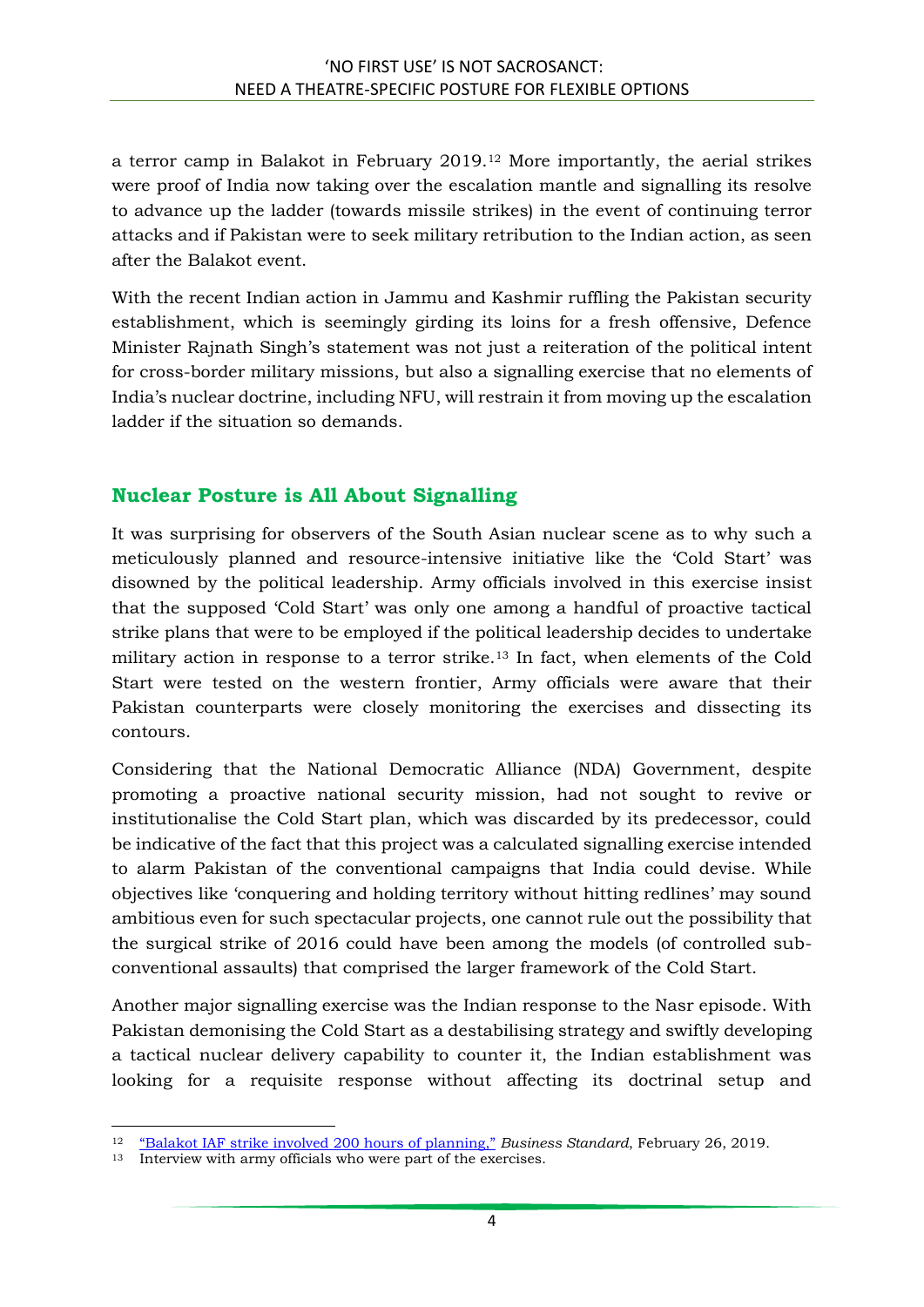a terror camp in Balakot in February 2019.[12] More importantly, the aerial strikes were proof of India now taking over the escalation mantle and signalling its resolve to advance up the ladder (towards missile strikes) in the event of continuing terror attacks and if Pakistan were to seek military retribution to the Indian action, as seen after the Balakot event.

With the recent Indian action in Jammu and Kashmir ruffling the Pakistan security establishment, which is seemingly girding its loins for a fresh offensive, Defence Minister Rajnath Singh's statement was not just a reiteration of the political intent for cross-border military missions, but also a signalling exercise that no elements of India's nuclear doctrine, including NFU, will restrain it from moving up the escalation ladder if the situation so demands.

## Nuclear Posture is All About Signalling

It was surprising for observers of the South Asian nuclear scene as to why such a meticulously planned and resource-intensive initiative like the 'Cold Start' was disowned by the political leadership. Army officials involved in this exercise insist that the supposed 'Cold Start' was only one among a handful of proactive tactical strike plans that were to be employed if the political leadership decides to undertake military action in response to a terror strike.[13] In fact, when elements of the Cold Start were tested on the western frontier, Army officials were aware that their Pakistan counterparts were closely monitoring the exercises and dissecting its contours.

Considering that the National Democratic Alliance (NDA) Government, despite promoting a proactive national security mission, had not sought to revive or institutionalise the Cold Start plan, which was discarded by its predecessor, could be indicative of the fact that this project was a calculated signalling exercise intended to alarm Pakistan of the conventional campaigns that India could devise. While objectives like 'conquering and holding territory without hitting redlines' may sound ambitious even for such spectacular projects, one cannot rule out the possibility that the surgical strike of 2016 could have been among the models (of controlled sub-conventional assaults) that comprised the larger framework of the Cold Start.

Another major signalling exercise was the Indian response to the Nasr episode. With Pakistan demonising the Cold Start as a destabilising strategy and swiftly developing a tactical nuclear delivery capability to counter it, the Indian establishment was looking for a requisite response without affecting its doctrinal setup and

---

[12] "Balakot IAF strike involved 200 hours of planning," *Business Standard*, February 26, 2019.

[13] Interview with army officials who were part of the exercises.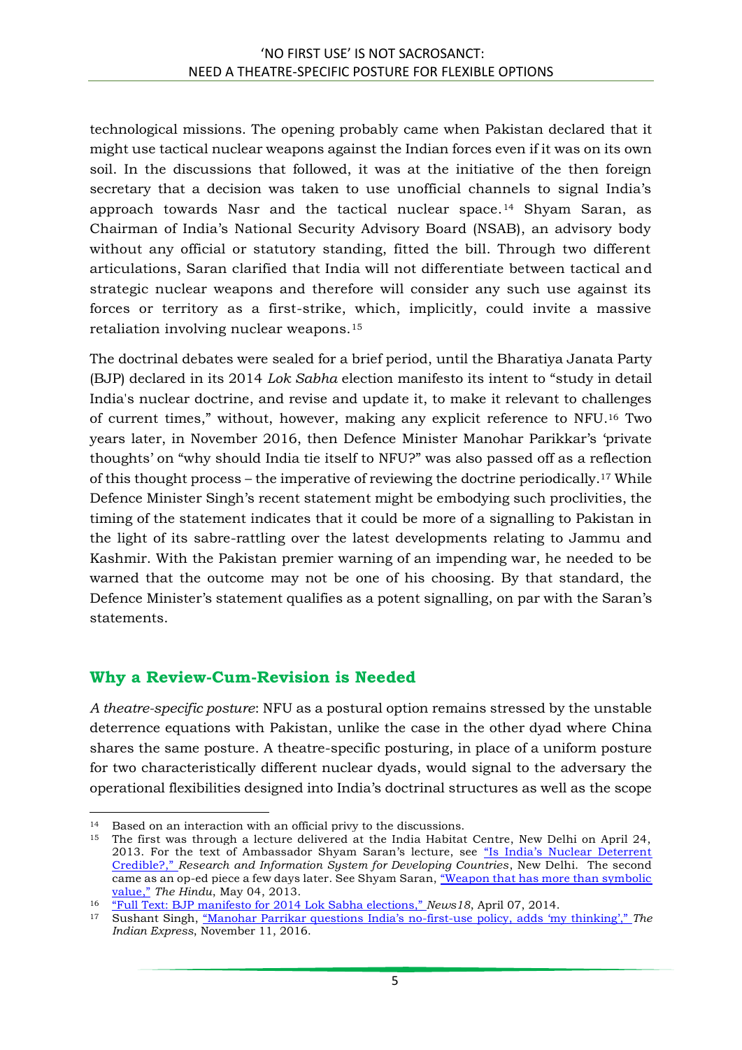technological missions. The opening probably came when Pakistan declared that it might use tactical nuclear weapons against the Indian forces even if it was on its own soil. In the discussions that followed, it was at the initiative of the then foreign secretary that a decision was taken to use unofficial channels to signal India's approach towards Nasr and the tactical nuclear space.[14] Shyam Saran, as Chairman of India's National Security Advisory Board (NSAB), an advisory body without any official or statutory standing, fitted the bill. Through two different articulations, Saran clarified that India will not differentiate between tactical and strategic nuclear weapons and therefore will consider any such use against its forces or territory as a first-strike, which, implicitly, could invite a massive retaliation involving nuclear weapons.[15]

The doctrinal debates were sealed for a brief period, until the Bharatiya Janata Party (BJP) declared in its 2014 *Lok Sabha* election manifesto its intent to "study in detail India's nuclear doctrine, and revise and update it, to make it relevant to challenges of current times," without, however, making any explicit reference to NFU.[16] Two years later, in November 2016, then Defence Minister Manohar Parikkar's 'private thoughts' on "why should India tie itself to NFU?" was also passed off as a reflection of this thought process – the imperative of reviewing the doctrine periodically.[17] While Defence Minister Singh's recent statement might be embodying such proclivities, the timing of the statement indicates that it could be more of a signalling to Pakistan in the light of its sabre-rattling over the latest developments relating to Jammu and Kashmir. With the Pakistan premier warning of an impending war, he needed to be warned that the outcome may not be one of his choosing. By that standard, the Defence Minister's statement qualifies as a potent signalling, on par with the Saran's statements.

## Why a Review-Cum-Revision is Needed

*A theatre-specific posture*: NFU as a postural option remains stressed by the unstable deterrence equations with Pakistan, unlike the case in the other dyad where China shares the same posture. A theatre-specific posturing, in place of a uniform posture for two characteristically different nuclear dyads, would signal to the adversary the operational flexibilities designed into India's doctrinal structures as well as the scope

---

[14] Based on an interaction with an official privy to the discussions.

[15] The first was through a lecture delivered at the India Habitat Centre, New Delhi on April 24, 2013. For the text of Ambassador Shyam Saran's lecture, see "Is India's Nuclear Deterrent Credible?," *Research and Information System for Developing Countries*, New Delhi. The second came as an op-ed piece a few days later. See Shyam Saran, "Weapon that has more than symbolic value," *The Hindu*, May 04, 2013.

[16] "Full Text: BJP manifesto for 2014 Lok Sabha elections," *News18*, April 07, 2014.

[17] Sushant Singh, "Manohar Parrikar questions India's no-first-use policy, adds 'my thinking'," *The Indian Express*, November 11, 2016.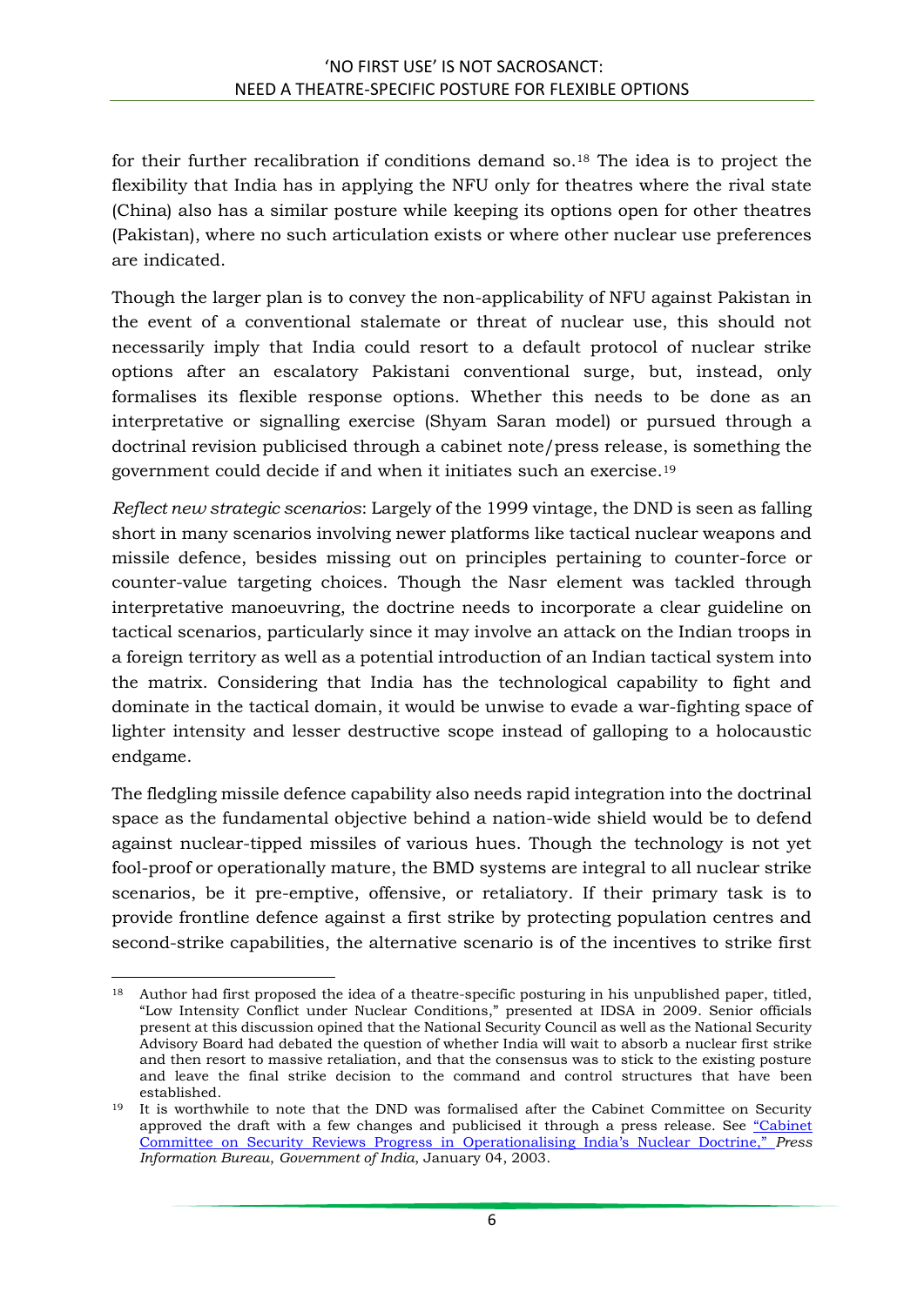for their further recalibration if conditions demand so.[18] The idea is to project the flexibility that India has in applying the NFU only for theatres where the rival state (China) also has a similar posture while keeping its options open for other theatres (Pakistan), where no such articulation exists or where other nuclear use preferences are indicated.

Though the larger plan is to convey the non-applicability of NFU against Pakistan in the event of a conventional stalemate or threat of nuclear use, this should not necessarily imply that India could resort to a default protocol of nuclear strike options after an escalatory Pakistani conventional surge, but, instead, only formalises its flexible response options. Whether this needs to be done as an interpretative or signalling exercise (Shyam Saran model) or pursued through a doctrinal revision publicised through a cabinet note/press release, is something the government could decide if and when it initiates such an exercise.[19]

*Reflect new strategic scenarios*: Largely of the 1999 vintage, the DND is seen as falling short in many scenarios involving newer platforms like tactical nuclear weapons and missile defence, besides missing out on principles pertaining to counter-force or counter-value targeting choices. Though the Nasr element was tackled through interpretative manoeuvring, the doctrine needs to incorporate a clear guideline on tactical scenarios, particularly since it may involve an attack on the Indian troops in a foreign territory as well as a potential introduction of an Indian tactical system into the matrix. Considering that India has the technological capability to fight and dominate in the tactical domain, it would be unwise to evade a war-fighting space of lighter intensity and lesser destructive scope instead of galloping to a holocaustic endgame.

The fledgling missile defence capability also needs rapid integration into the doctrinal space as the fundamental objective behind a nation-wide shield would be to defend against nuclear-tipped missiles of various hues. Though the technology is not yet fool-proof or operationally mature, the BMD systems are integral to all nuclear strike scenarios, be it pre-emptive, offensive, or retaliatory. If their primary task is to provide frontline defence against a first strike by protecting population centres and second-strike capabilities, the alternative scenario is of the incentives to strike first

---

[18] Author had first proposed the idea of a theatre-specific posturing in his unpublished paper, titled, "Low Intensity Conflict under Nuclear Conditions," presented at IDSA in 2009. Senior officials present at this discussion opined that the National Security Council as well as the National Security Advisory Board had debated the question of whether India will wait to absorb a nuclear first strike and then resort to massive retaliation, and that the consensus was to stick to the existing posture and leave the final strike decision to the command and control structures that have been established.

[19] It is worthwhile to note that the DND was formalised after the Cabinet Committee on Security approved the draft with a few changes and publicised it through a press release. See "Cabinet Committee on Security Reviews Progress in Operationalising India's Nuclear Doctrine," *Press Information Bureau, Government of India*, January 04, 2003.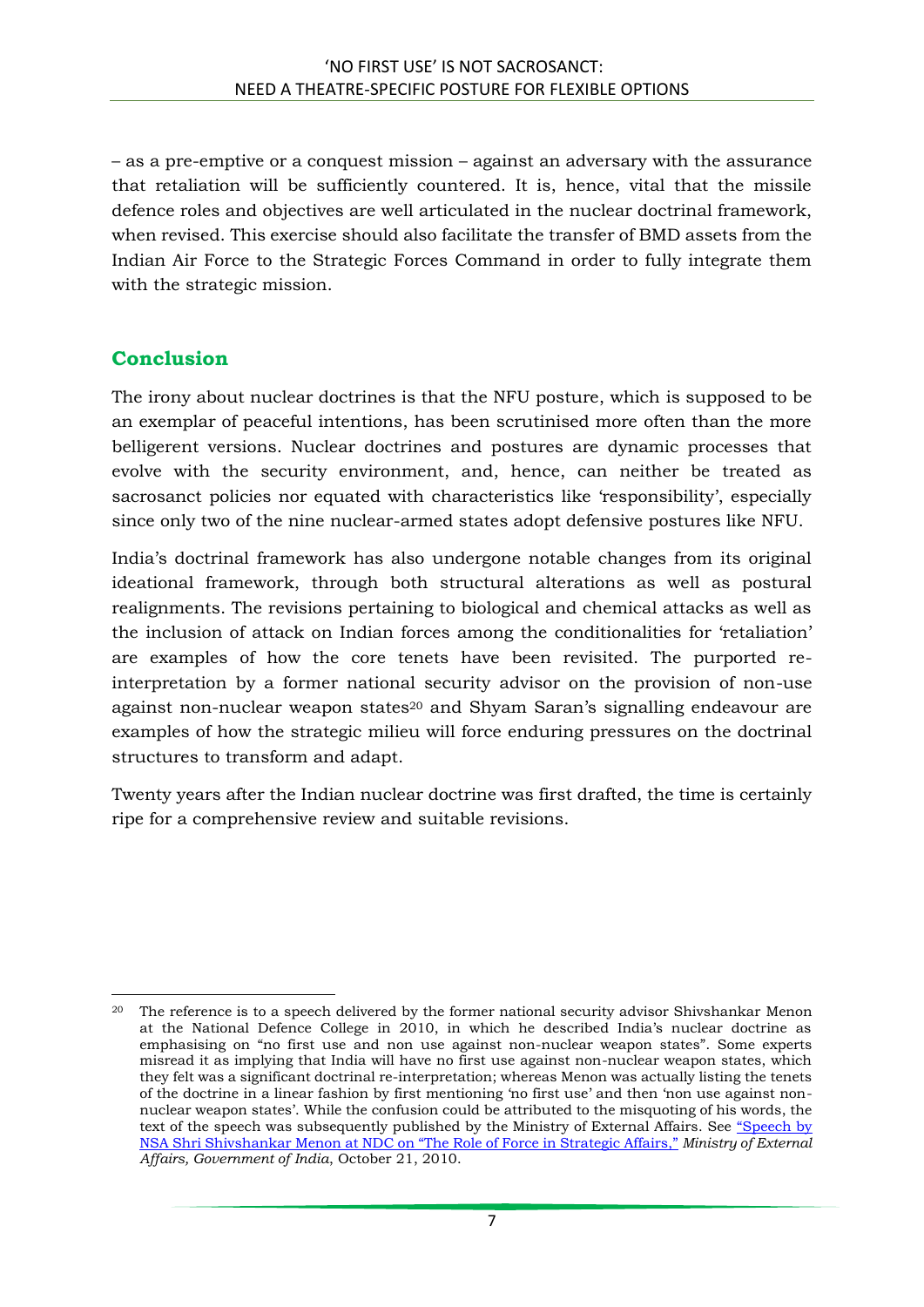– as a pre-emptive or a conquest mission – against an adversary with the assurance that retaliation will be sufficiently countered. It is, hence, vital that the missile defence roles and objectives are well articulated in the nuclear doctrinal framework, when revised. This exercise should also facilitate the transfer of BMD assets from the Indian Air Force to the Strategic Forces Command in order to fully integrate them with the strategic mission.

## Conclusion

The irony about nuclear doctrines is that the NFU posture, which is supposed to be an exemplar of peaceful intentions, has been scrutinised more often than the more belligerent versions. Nuclear doctrines and postures are dynamic processes that evolve with the security environment, and, hence, can neither be treated as sacrosanct policies nor equated with characteristics like 'responsibility', especially since only two of the nine nuclear-armed states adopt defensive postures like NFU.

India's doctrinal framework has also undergone notable changes from its original ideational framework, through both structural alterations as well as postural realignments. The revisions pertaining to biological and chemical attacks as well as the inclusion of attack on Indian forces among the conditionalities for 'retaliation' are examples of how the core tenets have been revisited. The purported re-interpretation by a former national security advisor on the provision of non-use against non-nuclear weapon states[20] and Shyam Saran's signalling endeavour are examples of how the strategic milieu will force enduring pressures on the doctrinal structures to transform and adapt.

Twenty years after the Indian nuclear doctrine was first drafted, the time is certainly ripe for a comprehensive review and suitable revisions.

---

[20] The reference is to a speech delivered by the former national security advisor Shivshankar Menon at the National Defence College in 2010, in which he described India's nuclear doctrine as emphasising on "no first use and non use against non-nuclear weapon states". Some experts misread it as implying that India will have no first use against non-nuclear weapon states, which they felt was a significant doctrinal re-interpretation; whereas Menon was actually listing the tenets of the doctrine in a linear fashion by first mentioning 'no first use' and then 'non use against non-nuclear weapon states'. While the confusion could be attributed to the misquoting of his words, the text of the speech was subsequently published by the Ministry of External Affairs. See "Speech by NSA Shri Shivshankar Menon at NDC on "The Role of Force in Strategic Affairs," *Ministry of External Affairs, Government of India*, October 21, 2010.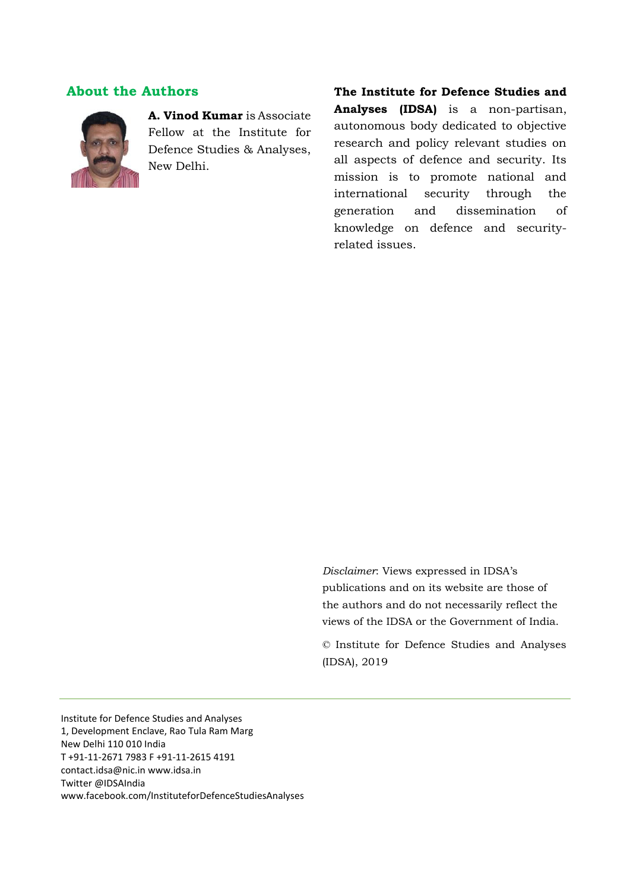## About the Authors

**A. Vinod Kumar** is Associate Fellow at the Institute for Defence Studies & Analyses, New Delhi.

**The Institute for Defence Studies and Analyses (IDSA)** is a non-partisan, autonomous body dedicated to objective research and policy relevant studies on all aspects of defence and security. Its mission is to promote national and international security through the generation and dissemination of knowledge on defence and security-related issues.

*Disclaimer*: Views expressed in IDSA's publications and on its website are those of the authors and do not necessarily reflect the views of the IDSA or the Government of India.

© Institute for Defence Studies and Analyses (IDSA), 2019

---

Institute for Defence Studies and Analyses
1, Development Enclave, Rao Tula Ram Marg
New Delhi 110 010 India
T +91-11-2671 7983 F +91-11-2615 4191
contact.idsa@nic.in www.idsa.in
Twitter @IDSAIndia
www.facebook.com/InstituteforDefenceStudiesAnalyses